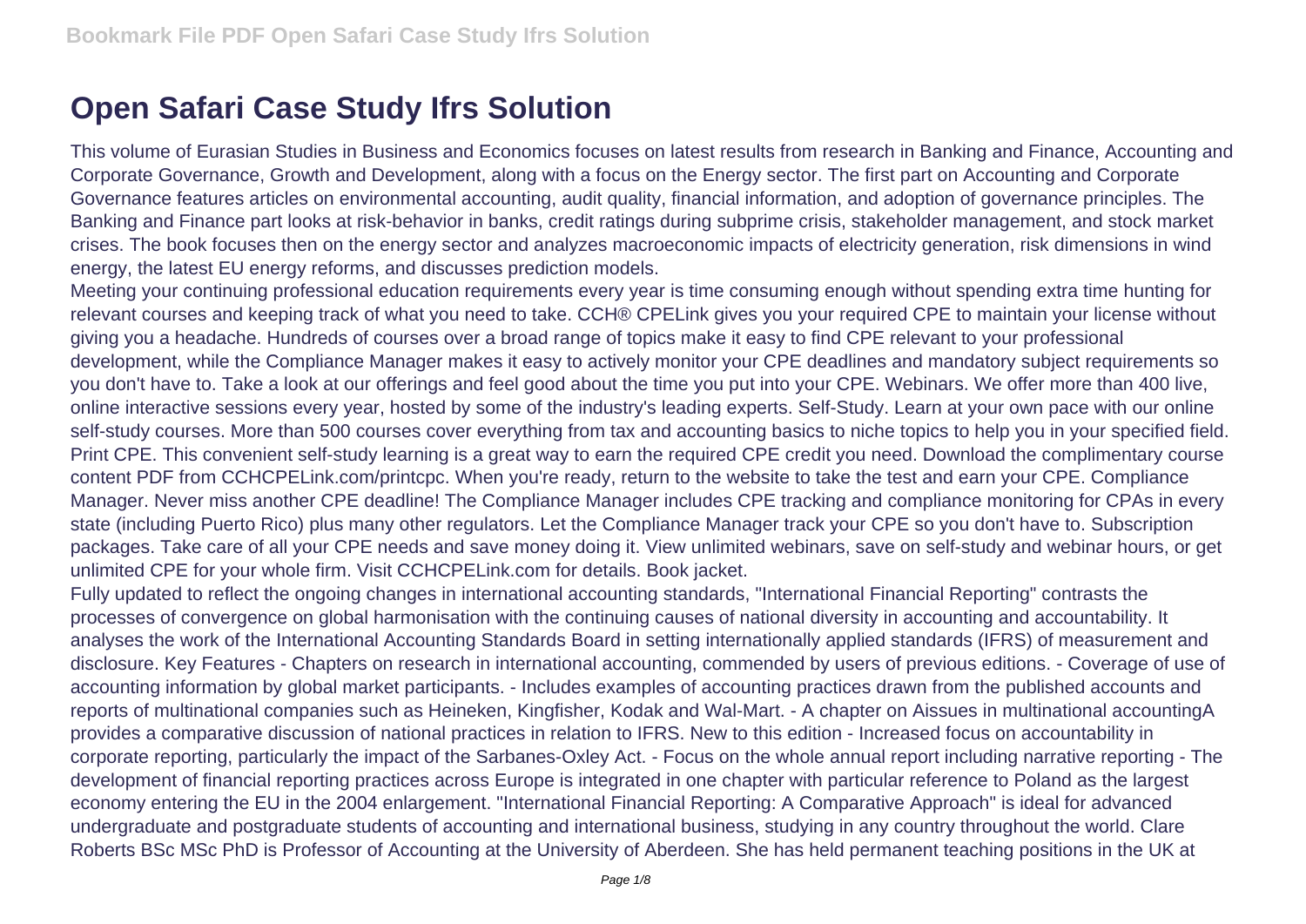# Open Safari Case Study Ifrs Solution

This volume of Eurasian Studies in Business and Economics focuses on latest results from research in Banking and Finance, Accounting and Corporate Governance, Growth and Development, along with a focus on the Energy sector. The first part on Accounting and Corporate Governance features articles on environmental accounting, audit quality, financial information, and adoption of governance principles. The Banking and Finance part looks at risk-behavior in banks, credit ratings during subprime crisis, stakeholder management, and stock market crises. The book focuses then on the energy sector and analyzes macroeconomic impacts of electricity generation, risk dimensions in wind energy, the latest EU energy reforms, and discusses prediction models.

Meeting your continuing professional education requirements every year is time consuming enough without spending extra time hunting for relevant courses and keeping track of what you need to take. CCH® CPELink gives you your required CPE to maintain your license without giving you a headache. Hundreds of courses over a broad range of topics make it easy to find CPE relevant to your professional development, while the Compliance Manager makes it easy to actively monitor your CPE deadlines and mandatory subject requirements so you don't have to. Take a look at our offerings and feel good about the time you put into your CPE. Webinars. We offer more than 400 live, online interactive sessions every year, hosted by some of the industry's leading experts. Self-Study. Learn at your own pace with our online self-study courses. More than 500 courses cover everything from tax and accounting basics to niche topics to help you in your specified field. Print CPE. This convenient self-study learning is a great way to earn the required CPE credit you need. Download the complimentary course content PDF from CCHCPELink.com/printcpc. When you're ready, return to the website to take the test and earn your CPE. Compliance Manager. Never miss another CPE deadline! The Compliance Manager includes CPE tracking and compliance monitoring for CPAs in every state (including Puerto Rico) plus many other regulators. Let the Compliance Manager track your CPE so you don't have to. Subscription packages. Take care of all your CPE needs and save money doing it. View unlimited webinars, save on self-study and webinar hours, or get unlimited CPE for your whole firm. Visit CCHCPELink.com for details. Book jacket.

Fully updated to reflect the ongoing changes in international accounting standards, "International Financial Reporting" contrasts the processes of convergence on global harmonisation with the continuing causes of national diversity in accounting and accountability. It analyses the work of the International Accounting Standards Board in setting internationally applied standards (IFRS) of measurement and disclosure. Key Features - Chapters on research in international accounting, commended by users of previous editions. - Coverage of use of accounting information by global market participants. - Includes examples of accounting practices drawn from the published accounts and reports of multinational companies such as Heineken, Kingfisher, Kodak and Wal-Mart. - A chapter on Aissues in multinational accountingA provides a comparative discussion of national practices in relation to IFRS. New to this edition - Increased focus on accountability in corporate reporting, particularly the impact of the Sarbanes-Oxley Act. - Focus on the whole annual report including narrative reporting - The development of financial reporting practices across Europe is integrated in one chapter with particular reference to Poland as the largest economy entering the EU in the 2004 enlargement. "International Financial Reporting: A Comparative Approach" is ideal for advanced undergraduate and postgraduate students of accounting and international business, studying in any country throughout the world. Clare Roberts BSc MSc PhD is Professor of Accounting at the University of Aberdeen. She has held permanent teaching positions in the UK at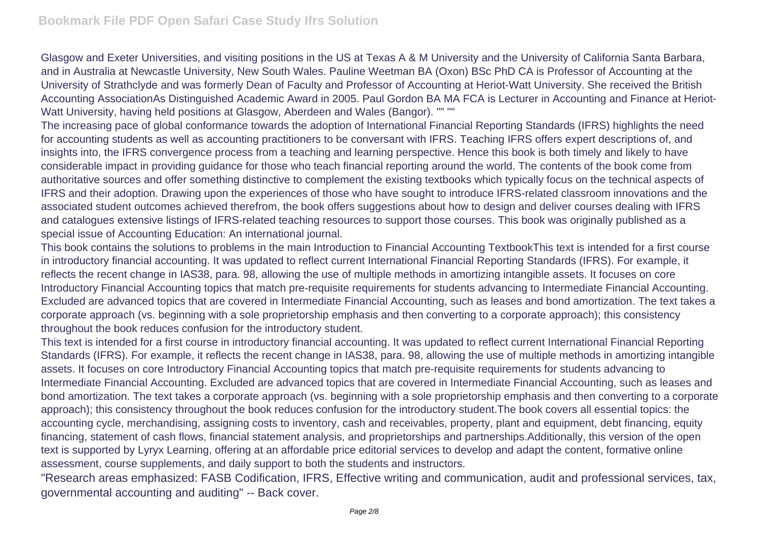Glasgow and Exeter Universities, and visiting positions in the US at Texas A & M University and the University of California Santa Barbara, and in Australia at Newcastle University, New South Wales. Pauline Weetman BA (Oxon) BSc PhD CA is Professor of Accounting at the University of Strathclyde and was formerly Dean of Faculty and Professor of Accounting at Heriot-Watt University. She received the British Accounting AssociationAs Distinguished Academic Award in 2005. Paul Gordon BA MA FCA is Lecturer in Accounting and Finance at Heriot-Watt University, having held positions at Glasgow, Aberdeen and Wales (Bangor). "" ""

The increasing pace of global conformance towards the adoption of International Financial Reporting Standards (IFRS) highlights the need for accounting students as well as accounting practitioners to be conversant with IFRS. Teaching IFRS offers expert descriptions of, and insights into, the IFRS convergence process from a teaching and learning perspective. Hence this book is both timely and likely to have considerable impact in providing guidance for those who teach financial reporting around the world. The contents of the book come from authoritative sources and offer something distinctive to complement the existing textbooks which typically focus on the technical aspects of IFRS and their adoption. Drawing upon the experiences of those who have sought to introduce IFRS-related classroom innovations and the associated student outcomes achieved therefrom, the book offers suggestions about how to design and deliver courses dealing with IFRS and catalogues extensive listings of IFRS-related teaching resources to support those courses. This book was originally published as a special issue of Accounting Education: An international journal.

This book contains the solutions to problems in the main Introduction to Financial Accounting TextbookThis text is intended for a first course in introductory financial accounting. It was updated to reflect current International Financial Reporting Standards (IFRS). For example, it reflects the recent change in IAS38, para. 98, allowing the use of multiple methods in amortizing intangible assets. It focuses on core Introductory Financial Accounting topics that match pre-requisite requirements for students advancing to Intermediate Financial Accounting. Excluded are advanced topics that are covered in Intermediate Financial Accounting, such as leases and bond amortization. The text takes a corporate approach (vs. beginning with a sole proprietorship emphasis and then converting to a corporate approach); this consistency throughout the book reduces confusion for the introductory student.

This text is intended for a first course in introductory financial accounting. It was updated to reflect current International Financial Reporting Standards (IFRS). For example, it reflects the recent change in IAS38, para. 98, allowing the use of multiple methods in amortizing intangible assets. It focuses on core Introductory Financial Accounting topics that match pre-requisite requirements for students advancing to Intermediate Financial Accounting. Excluded are advanced topics that are covered in Intermediate Financial Accounting, such as leases and bond amortization. The text takes a corporate approach (vs. beginning with a sole proprietorship emphasis and then converting to a corporate approach); this consistency throughout the book reduces confusion for the introductory student.The book covers all essential topics: the accounting cycle, merchandising, assigning costs to inventory, cash and receivables, property, plant and equipment, debt financing, equity financing, statement of cash flows, financial statement analysis, and proprietorships and partnerships.Additionally, this version of the open text is supported by Lyryx Learning, offering at an affordable price editorial services to develop and adapt the content, formative online assessment, course supplements, and daily support to both the students and instructors.

"Research areas emphasized: FASB Codification, IFRS, Effective writing and communication, audit and professional services, tax, governmental accounting and auditing" -- Back cover.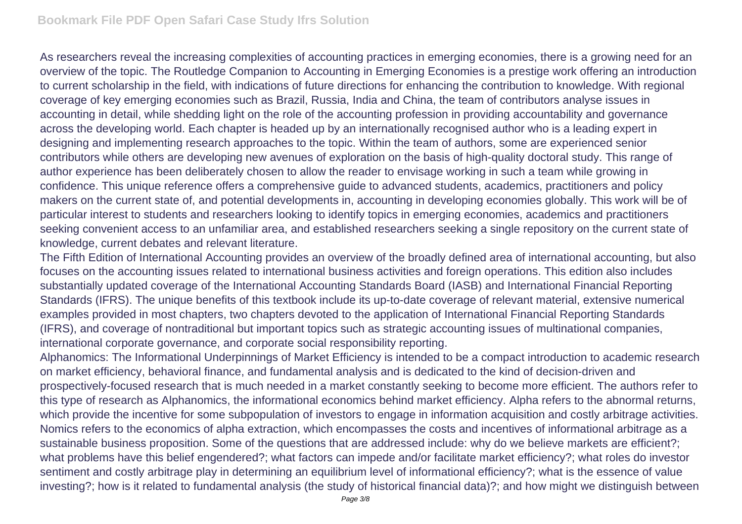As researchers reveal the increasing complexities of accounting practices in emerging economies, there is a growing need for an overview of the topic. The Routledge Companion to Accounting in Emerging Economies is a prestige work offering an introduction to current scholarship in the field, with indications of future directions for enhancing the contribution to knowledge. With regional coverage of key emerging economies such as Brazil, Russia, India and China, the team of contributors analyse issues in accounting in detail, while shedding light on the role of the accounting profession in providing accountability and governance across the developing world. Each chapter is headed up by an internationally recognised author who is a leading expert in designing and implementing research approaches to the topic. Within the team of authors, some are experienced senior contributors while others are developing new avenues of exploration on the basis of high-quality doctoral study. This range of author experience has been deliberately chosen to allow the reader to envisage working in such a team while growing in confidence. This unique reference offers a comprehensive guide to advanced students, academics, practitioners and policy makers on the current state of, and potential developments in, accounting in developing economies globally. This work will be of particular interest to students and researchers looking to identify topics in emerging economies, academics and practitioners seeking convenient access to an unfamiliar area, and established researchers seeking a single repository on the current state of knowledge, current debates and relevant literature.

The Fifth Edition of International Accounting provides an overview of the broadly defined area of international accounting, but also focuses on the accounting issues related to international business activities and foreign operations. This edition also includes substantially updated coverage of the International Accounting Standards Board (IASB) and International Financial Reporting Standards (IFRS). The unique benefits of this textbook include its up-to-date coverage of relevant material, extensive numerical examples provided in most chapters, two chapters devoted to the application of International Financial Reporting Standards (IFRS), and coverage of nontraditional but important topics such as strategic accounting issues of multinational companies, international corporate governance, and corporate social responsibility reporting.

Alphanomics: The Informational Underpinnings of Market Efficiency is intended to be a compact introduction to academic research on market efficiency, behavioral finance, and fundamental analysis and is dedicated to the kind of decision-driven and prospectively-focused research that is much needed in a market constantly seeking to become more efficient. The authors refer to this type of research as Alphanomics, the informational economics behind market efficiency. Alpha refers to the abnormal returns, which provide the incentive for some subpopulation of investors to engage in information acquisition and costly arbitrage activities. Nomics refers to the economics of alpha extraction, which encompasses the costs and incentives of informational arbitrage as a sustainable business proposition. Some of the questions that are addressed include: why do we believe markets are efficient?; what problems have this belief engendered?; what factors can impede and/or facilitate market efficiency?; what roles do investor sentiment and costly arbitrage play in determining an equilibrium level of informational efficiency?; what is the essence of value investing?; how is it related to fundamental analysis (the study of historical financial data)?; and how might we distinguish between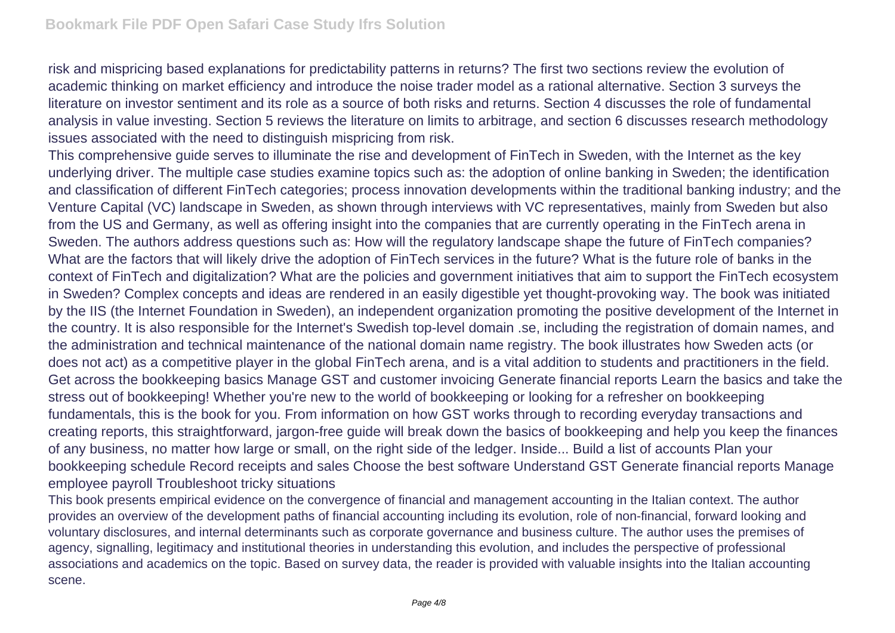risk and mispricing based explanations for predictability patterns in returns? The first two sections review the evolution of academic thinking on market efficiency and introduce the noise trader model as a rational alternative. Section 3 surveys the literature on investor sentiment and its role as a source of both risks and returns. Section 4 discusses the role of fundamental analysis in value investing. Section 5 reviews the literature on limits to arbitrage, and section 6 discusses research methodology issues associated with the need to distinguish mispricing from risk.

This comprehensive guide serves to illuminate the rise and development of FinTech in Sweden, with the Internet as the key underlying driver. The multiple case studies examine topics such as: the adoption of online banking in Sweden; the identification and classification of different FinTech categories; process innovation developments within the traditional banking industry; and the Venture Capital (VC) landscape in Sweden, as shown through interviews with VC representatives, mainly from Sweden but also from the US and Germany, as well as offering insight into the companies that are currently operating in the FinTech arena in Sweden. The authors address questions such as: How will the regulatory landscape shape the future of FinTech companies? What are the factors that will likely drive the adoption of FinTech services in the future? What is the future role of banks in the context of FinTech and digitalization? What are the policies and government initiatives that aim to support the FinTech ecosystem in Sweden? Complex concepts and ideas are rendered in an easily digestible yet thought-provoking way. The book was initiated by the IIS (the Internet Foundation in Sweden), an independent organization promoting the positive development of the Internet in the country. It is also responsible for the Internet's Swedish top-level domain .se, including the registration of domain names, and the administration and technical maintenance of the national domain name registry. The book illustrates how Sweden acts (or does not act) as a competitive player in the global FinTech arena, and is a vital addition to students and practitioners in the field.

Get across the bookkeeping basics Manage GST and customer invoicing Generate financial reports Learn the basics and take the stress out of bookkeeping! Whether you're new to the world of bookkeeping or looking for a refresher on bookkeeping fundamentals, this is the book for you. From information on how GST works through to recording everyday transactions and creating reports, this straightforward, jargon-free guide will break down the basics of bookkeeping and help you keep the finances of any business, no matter how large or small, on the right side of the ledger. Inside... Build a list of accounts Plan your bookkeeping schedule Record receipts and sales Choose the best software Understand GST Generate financial reports Manage employee payroll Troubleshoot tricky situations

This book presents empirical evidence on the convergence of financial and management accounting in the Italian context. The author provides an overview of the development paths of financial accounting including its evolution, role of non-financial, forward looking and voluntary disclosures, and internal determinants such as corporate governance and business culture. The author uses the premises of agency, signalling, legitimacy and institutional theories in understanding this evolution, and includes the perspective of professional associations and academics on the topic. Based on survey data, the reader is provided with valuable insights into the Italian accounting scene.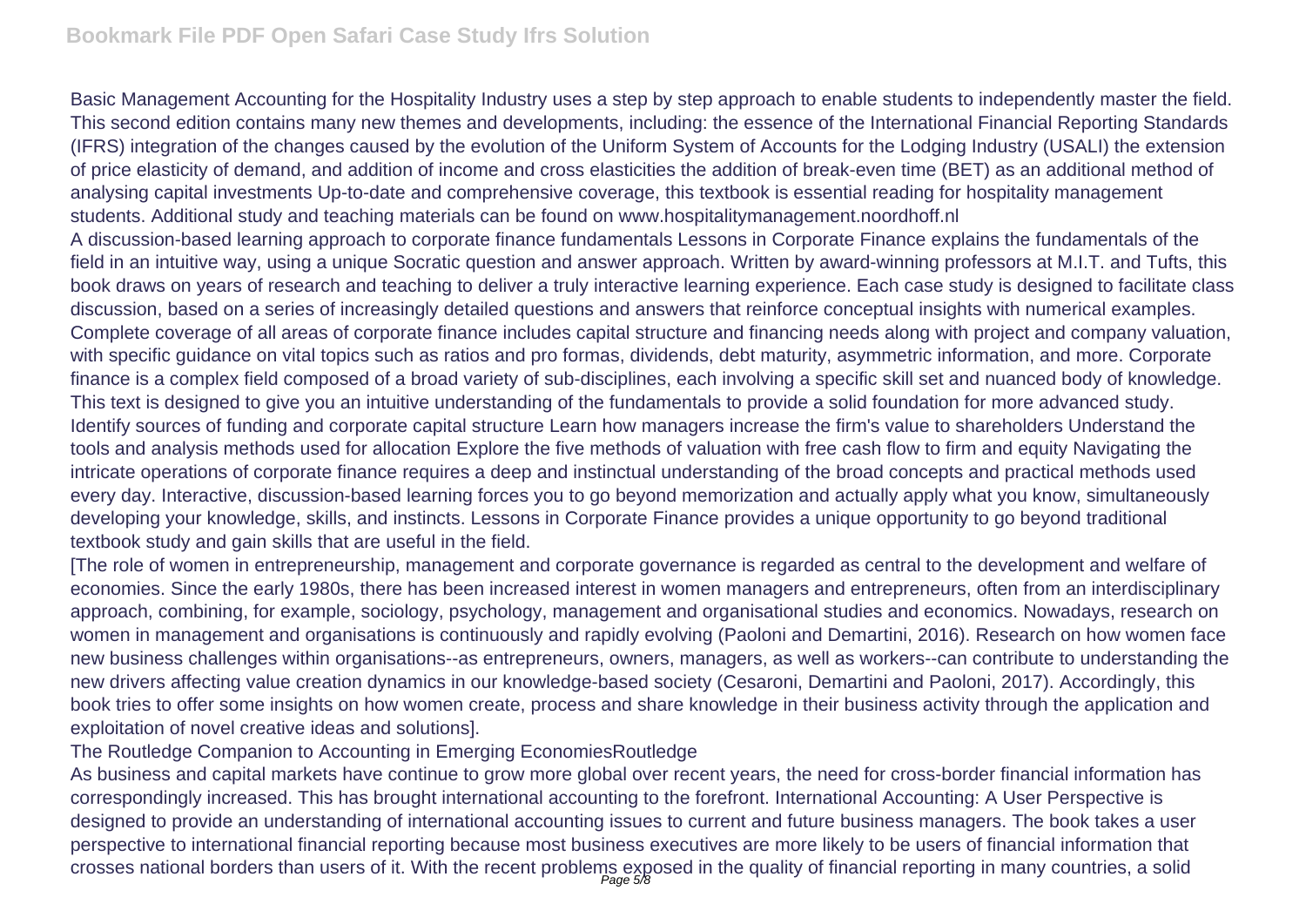Basic Management Accounting for the Hospitality Industry uses a step by step approach to enable students to independently master the field. This second edition contains many new themes and developments, including: the essence of the International Financial Reporting Standards (IFRS) integration of the changes caused by the evolution of the Uniform System of Accounts for the Lodging Industry (USALI) the extension of price elasticity of demand, and addition of income and cross elasticities the addition of break-even time (BET) as an additional method of analysing capital investments Up-to-date and comprehensive coverage, this textbook is essential reading for hospitality management students. Additional study and teaching materials can be found on www.hospitalitymanagement.noordhoff.nl

A discussion-based learning approach to corporate finance fundamentals Lessons in Corporate Finance explains the fundamentals of the field in an intuitive way, using a unique Socratic question and answer approach. Written by award-winning professors at M.I.T. and Tufts, this book draws on years of research and teaching to deliver a truly interactive learning experience. Each case study is designed to facilitate class discussion, based on a series of increasingly detailed questions and answers that reinforce conceptual insights with numerical examples. Complete coverage of all areas of corporate finance includes capital structure and financing needs along with project and company valuation, with specific guidance on vital topics such as ratios and pro formas, dividends, debt maturity, asymmetric information, and more. Corporate finance is a complex field composed of a broad variety of sub-disciplines, each involving a specific skill set and nuanced body of knowledge. This text is designed to give you an intuitive understanding of the fundamentals to provide a solid foundation for more advanced study. Identify sources of funding and corporate capital structure Learn how managers increase the firm's value to shareholders Understand the tools and analysis methods used for allocation Explore the five methods of valuation with free cash flow to firm and equity Navigating the intricate operations of corporate finance requires a deep and instinctual understanding of the broad concepts and practical methods used every day. Interactive, discussion-based learning forces you to go beyond memorization and actually apply what you know, simultaneously developing your knowledge, skills, and instincts. Lessons in Corporate Finance provides a unique opportunity to go beyond traditional textbook study and gain skills that are useful in the field.

[The role of women in entrepreneurship, management and corporate governance is regarded as central to the development and welfare of economies. Since the early 1980s, there has been increased interest in women managers and entrepreneurs, often from an interdisciplinary approach, combining, for example, sociology, psychology, management and organisational studies and economics. Nowadays, research on women in management and organisations is continuously and rapidly evolving (Paoloni and Demartini, 2016). Research on how women face new business challenges within organisations--as entrepreneurs, owners, managers, as well as workers--can contribute to understanding the new drivers affecting value creation dynamics in our knowledge-based society (Cesaroni, Demartini and Paoloni, 2017). Accordingly, this book tries to offer some insights on how women create, process and share knowledge in their business activity through the application and exploitation of novel creative ideas and solutions].

The Routledge Companion to Accounting in Emerging EconomiesRoutledge

As business and capital markets have continue to grow more global over recent years, the need for cross-border financial information has correspondingly increased. This has brought international accounting to the forefront. International Accounting: A User Perspective is designed to provide an understanding of international accounting issues to current and future business managers. The book takes a user perspective to international financial reporting because most business executives are more likely to be users of financial information that crosses national borders than users of it. With the recent problems exposed in the quality of financial reporting in many countries, a solid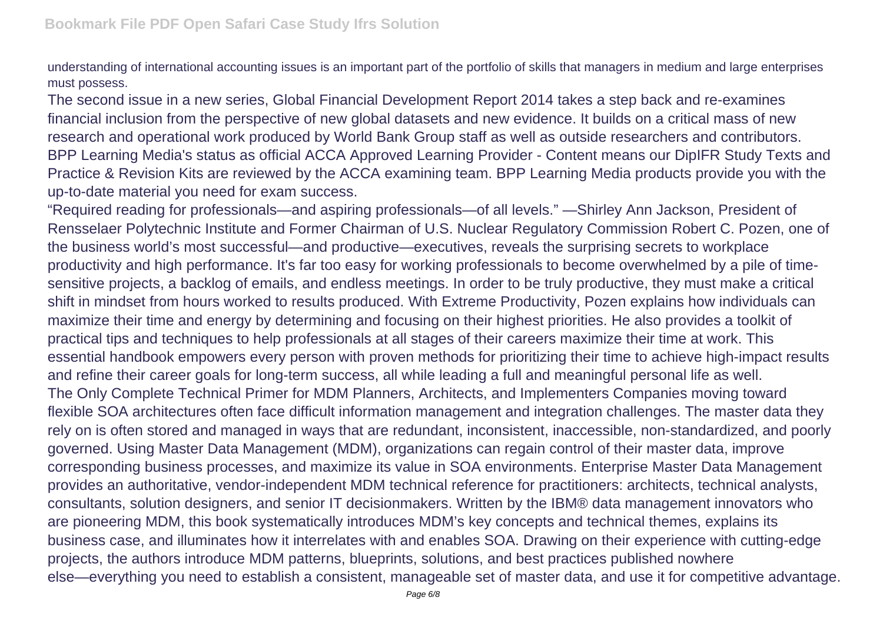understanding of international accounting issues is an important part of the portfolio of skills that managers in medium and large enterprises must possess.

The second issue in a new series, Global Financial Development Report 2014 takes a step back and re-examines financial inclusion from the perspective of new global datasets and new evidence. It builds on a critical mass of new research and operational work produced by World Bank Group staff as well as outside researchers and contributors.

BPP Learning Media's status as official ACCA Approved Learning Provider - Content means our DipIFR Study Texts and Practice & Revision Kits are reviewed by the ACCA examining team. BPP Learning Media products provide you with the up-to-date material you need for exam success.

“Required reading for professionals—and aspiring professionals—of all levels.” —Shirley Ann Jackson, President of Rensselaer Polytechnic Institute and Former Chairman of U.S. Nuclear Regulatory Commission Robert C. Pozen, one of the business world’s most successful—and productive—executives, reveals the surprising secrets to workplace productivity and high performance. It's far too easy for working professionals to become overwhelmed by a pile of time-sensitive projects, a backlog of emails, and endless meetings. In order to be truly productive, they must make a critical shift in mindset from hours worked to results produced. With Extreme Productivity, Pozen explains how individuals can maximize their time and energy by determining and focusing on their highest priorities. He also provides a toolkit of practical tips and techniques to help professionals at all stages of their careers maximize their time at work. This essential handbook empowers every person with proven methods for prioritizing their time to achieve high-impact results and refine their career goals for long-term success, all while leading a full and meaningful personal life as well.

The Only Complete Technical Primer for MDM Planners, Architects, and Implementers Companies moving toward flexible SOA architectures often face difficult information management and integration challenges. The master data they rely on is often stored and managed in ways that are redundant, inconsistent, inaccessible, non-standardized, and poorly governed. Using Master Data Management (MDM), organizations can regain control of their master data, improve corresponding business processes, and maximize its value in SOA environments. Enterprise Master Data Management provides an authoritative, vendor-independent MDM technical reference for practitioners: architects, technical analysts, consultants, solution designers, and senior IT decisionmakers. Written by the IBM® data management innovators who are pioneering MDM, this book systematically introduces MDM’s key concepts and technical themes, explains its business case, and illuminates how it interrelates with and enables SOA. Drawing on their experience with cutting-edge projects, the authors introduce MDM patterns, blueprints, solutions, and best practices published nowhere else—everything you need to establish a consistent, manageable set of master data, and use it for competitive advantage.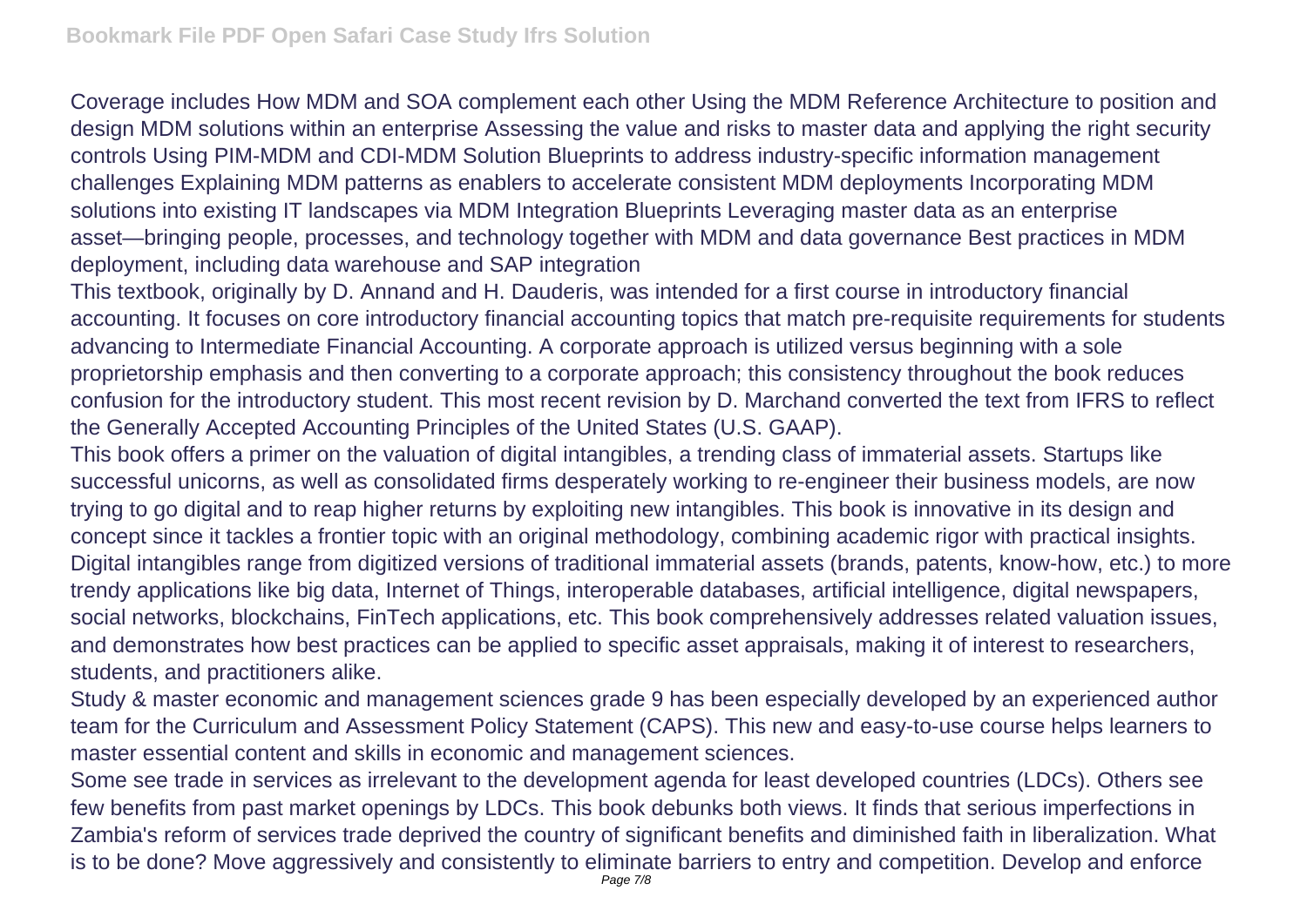Coverage includes How MDM and SOA complement each other Using the MDM Reference Architecture to position and design MDM solutions within an enterprise Assessing the value and risks to master data and applying the right security controls Using PIM-MDM and CDI-MDM Solution Blueprints to address industry-specific information management challenges Explaining MDM patterns as enablers to accelerate consistent MDM deployments Incorporating MDM solutions into existing IT landscapes via MDM Integration Blueprints Leveraging master data as an enterprise asset—bringing people, processes, and technology together with MDM and data governance Best practices in MDM deployment, including data warehouse and SAP integration

This textbook, originally by D. Annand and H. Dauderis, was intended for a first course in introductory financial accounting. It focuses on core introductory financial accounting topics that match pre-requisite requirements for students advancing to Intermediate Financial Accounting. A corporate approach is utilized versus beginning with a sole proprietorship emphasis and then converting to a corporate approach; this consistency throughout the book reduces confusion for the introductory student. This most recent revision by D. Marchand converted the text from IFRS to reflect the Generally Accepted Accounting Principles of the United States (U.S. GAAP).

This book offers a primer on the valuation of digital intangibles, a trending class of immaterial assets. Startups like successful unicorns, as well as consolidated firms desperately working to re-engineer their business models, are now trying to go digital and to reap higher returns by exploiting new intangibles. This book is innovative in its design and concept since it tackles a frontier topic with an original methodology, combining academic rigor with practical insights. Digital intangibles range from digitized versions of traditional immaterial assets (brands, patents, know-how, etc.) to more trendy applications like big data, Internet of Things, interoperable databases, artificial intelligence, digital newspapers, social networks, blockchains, FinTech applications, etc. This book comprehensively addresses related valuation issues, and demonstrates how best practices can be applied to specific asset appraisals, making it of interest to researchers, students, and practitioners alike.

Study & master economic and management sciences grade 9 has been especially developed by an experienced author team for the Curriculum and Assessment Policy Statement (CAPS). This new and easy-to-use course helps learners to master essential content and skills in economic and management sciences.

Some see trade in services as irrelevant to the development agenda for least developed countries (LDCs). Others see few benefits from past market openings by LDCs. This book debunks both views. It finds that serious imperfections in Zambia's reform of services trade deprived the country of significant benefits and diminished faith in liberalization. What is to be done? Move aggressively and consistently to eliminate barriers to entry and competition. Develop and enforce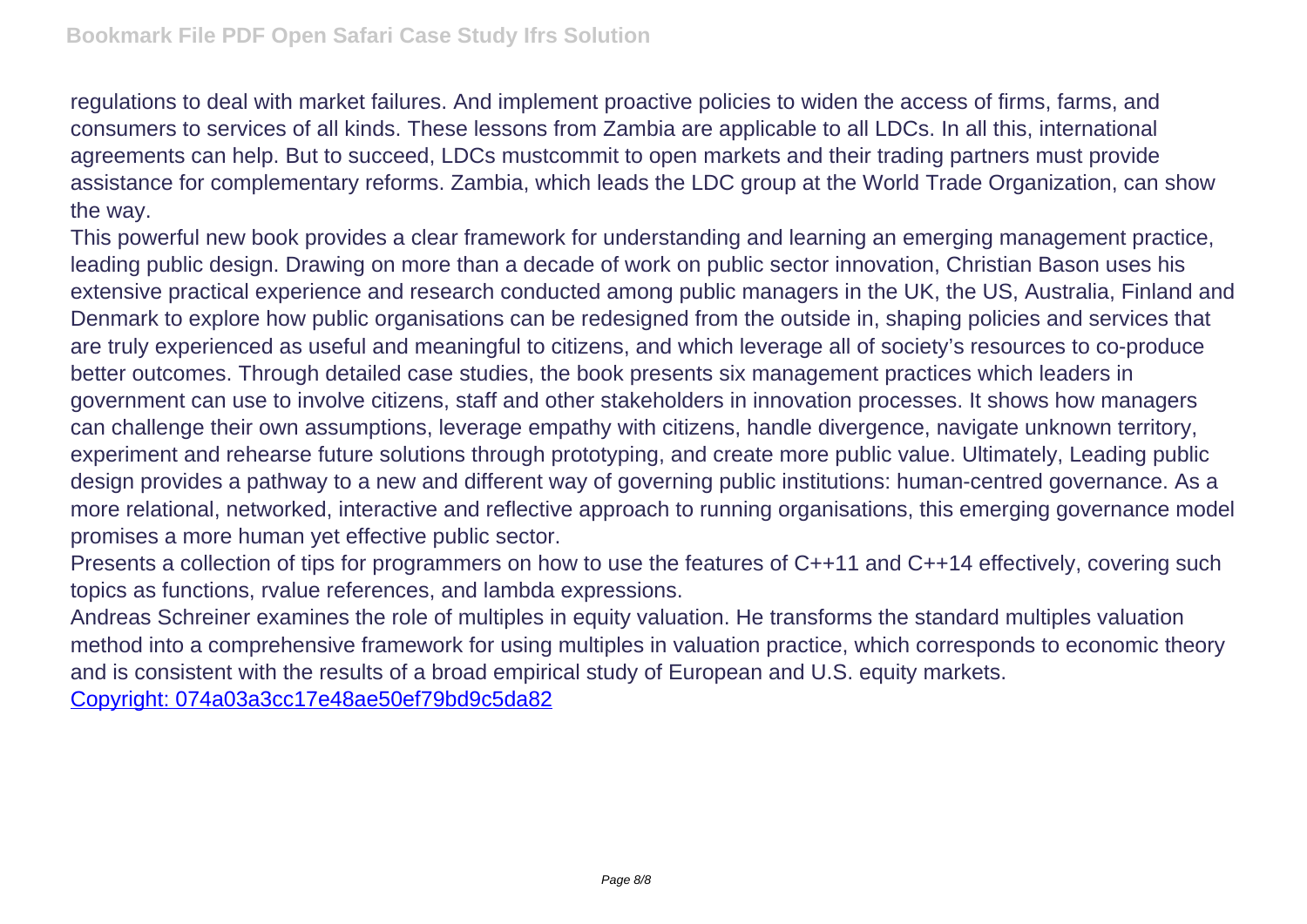regulations to deal with market failures. And implement proactive policies to widen the access of firms, farms, and consumers to services of all kinds. These lessons from Zambia are applicable to all LDCs. In all this, international agreements can help. But to succeed, LDCs mustcommit to open markets and their trading partners must provide assistance for complementary reforms. Zambia, which leads the LDC group at the World Trade Organization, can show the way.

This powerful new book provides a clear framework for understanding and learning an emerging management practice, leading public design. Drawing on more than a decade of work on public sector innovation, Christian Bason uses his extensive practical experience and research conducted among public managers in the UK, the US, Australia, Finland and Denmark to explore how public organisations can be redesigned from the outside in, shaping policies and services that are truly experienced as useful and meaningful to citizens, and which leverage all of society's resources to co-produce better outcomes. Through detailed case studies, the book presents six management practices which leaders in government can use to involve citizens, staff and other stakeholders in innovation processes. It shows how managers can challenge their own assumptions, leverage empathy with citizens, handle divergence, navigate unknown territory, experiment and rehearse future solutions through prototyping, and create more public value. Ultimately, Leading public design provides a pathway to a new and different way of governing public institutions: human-centred governance. As a more relational, networked, interactive and reflective approach to running organisations, this emerging governance model promises a more human yet effective public sector.

Presents a collection of tips for programmers on how to use the features of C++11 and C++14 effectively, covering such topics as functions, rvalue references, and lambda expressions.

Andreas Schreiner examines the role of multiples in equity valuation. He transforms the standard multiples valuation method into a comprehensive framework for using multiples in valuation practice, which corresponds to economic theory and is consistent with the results of a broad empirical study of European and U.S. equity markets.

Copyright: 074a03a3cc17e48ae50ef79bd9c5da82